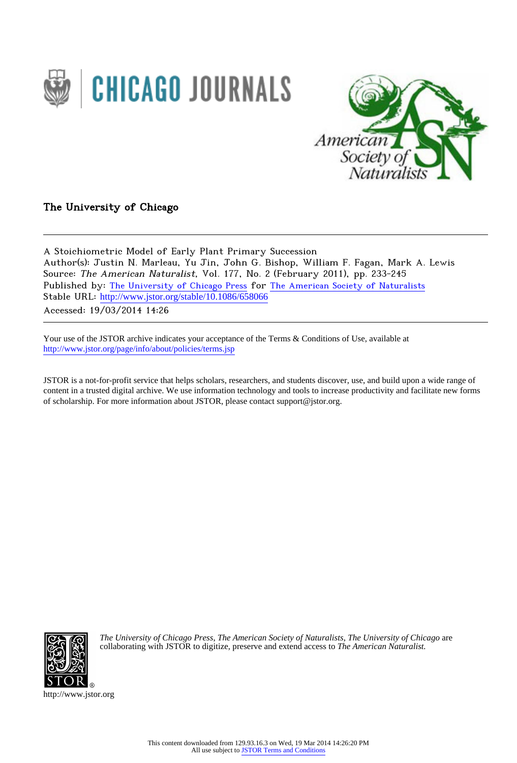CHICAGO JOURNALS

American Society of Naturalists

The University of Chicago

---

A Stoichiometric Model of Early Plant Primary Succession
Author(s): Justin N. Marleau, Yu Jin, John G. Bishop, William F. Fagan, Mark A. Lewis
Source: *The American Naturalist*, Vol. 177, No. 2 (February 2011), pp. 233-245
Published by: The University of Chicago Press for The American Society of Naturalists
Stable URL: http://www.jstor.org/stable/10.1086/658066
Accessed: 19/03/2014 14:26

---

Your use of the JSTOR archive indicates your acceptance of the Terms & Conditions of Use, available at
http://www.jstor.org/page/info/about/policies/terms.jsp

JSTOR is a not-for-profit service that helps scholars, researchers, and students discover, use, and build upon a wide range of content in a trusted digital archive. We use information technology and tools to increase productivity and facilitate new forms of scholarship. For more information about JSTOR, please contact support@jstor.org.

*The University of Chicago Press*, *The American Society of Naturalists*, *The University of Chicago* are collaborating with JSTOR to digitize, preserve and extend access to *The American Naturalist.*

http://www.jstor.org

This content downloaded from 129.93.16.3 on Wed, 19 Mar 2014 14:26:20 PM
All use subject to JSTOR Terms and Conditions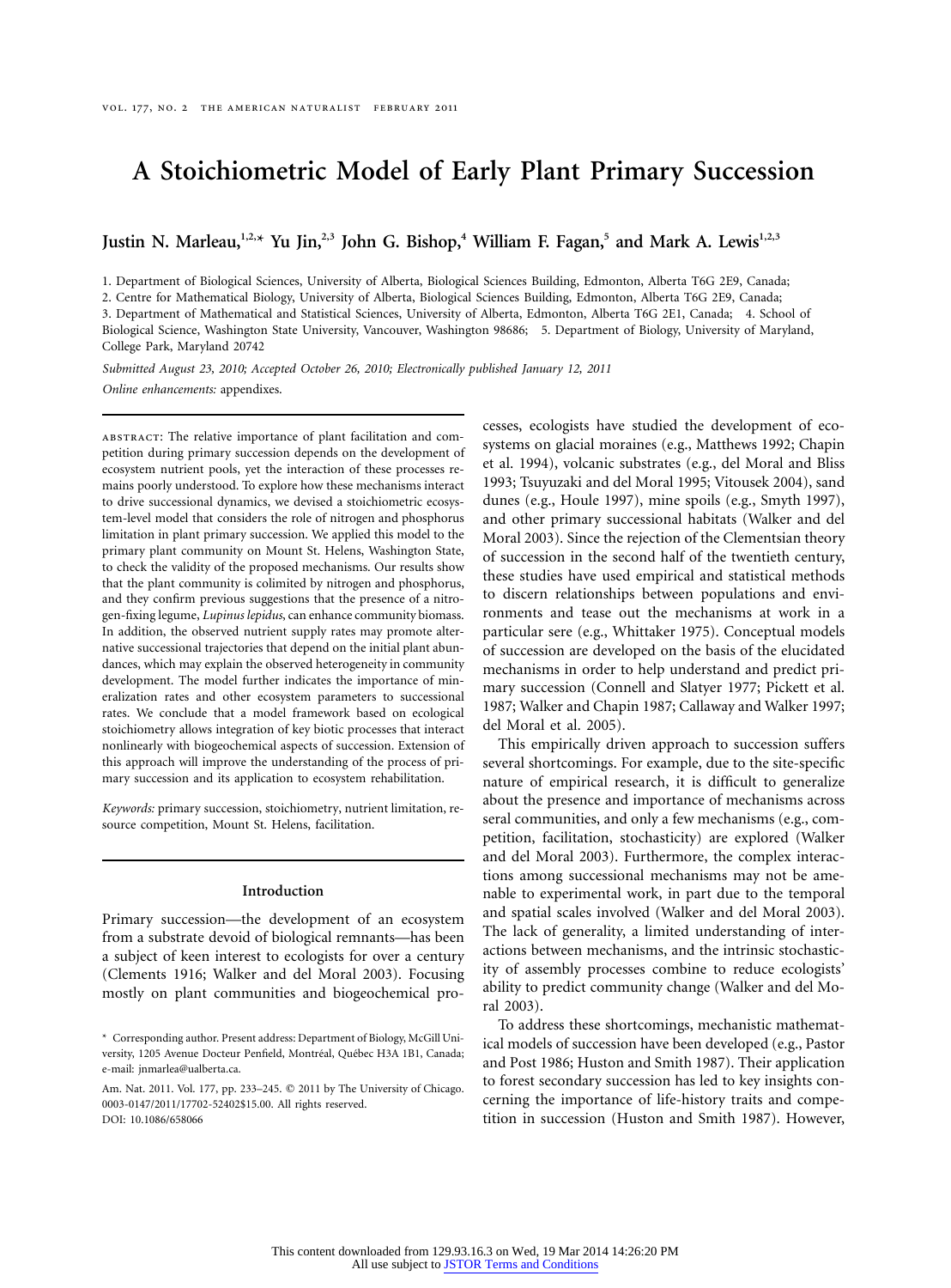# A Stoichiometric Model of Early Plant Primary Succession

**Justin N. Marleau,[1,2,*] Yu Jin,[2,3] John G. Bishop,[4] William F. Fagan,[5] and Mark A. Lewis[1,2,3]**

1. Department of Biological Sciences, University of Alberta, Biological Sciences Building, Edmonton, Alberta T6G 2E9, Canada;
2. Centre for Mathematical Biology, University of Alberta, Biological Sciences Building, Edmonton, Alberta T6G 2E9, Canada;
3. Department of Mathematical and Statistical Sciences, University of Alberta, Edmonton, Alberta T6G 2E1, Canada; 4. School of Biological Science, Washington State University, Vancouver, Washington 98686; 5. Department of Biology, University of Maryland, College Park, Maryland 20742

*Submitted August 23, 2010; Accepted October 26, 2010; Electronically published January 12, 2011*

*Online enhancements:* appendixes.

abstract: The relative importance of plant facilitation and competition during primary succession depends on the development of ecosystem nutrient pools, yet the interaction of these processes remains poorly understood. To explore how these mechanisms interact to drive successional dynamics, we devised a stoichiometric ecosystem-level model that considers the role of nitrogen and phosphorus limitation in plant primary succession. We applied this model to the primary plant community on Mount St. Helens, Washington State, to check the validity of the proposed mechanisms. Our results show that the plant community is colimited by nitrogen and phosphorus, and they confirm previous suggestions that the presence of a nitrogen-fixing legume, *Lupinus lepidus*, can enhance community biomass. In addition, the observed nutrient supply rates may promote alternative successional trajectories that depend on the initial plant abundances, which may explain the observed heterogeneity in community development. The model further indicates the importance of mineralization rates and other ecosystem parameters to successional rates. We conclude that a model framework based on ecological stoichiometry allows integration of key biotic processes that interact nonlinearly with biogeochemical aspects of succession. Extension of this approach will improve the understanding of the process of primary succession and its application to ecosystem rehabilitation.

*Keywords:* primary succession, stoichiometry, nutrient limitation, resource competition, Mount St. Helens, facilitation.

## Introduction

Primary succession—the development of an ecosystem from a substrate devoid of biological remnants—has been a subject of keen interest to ecologists for over a century (Clements 1916; Walker and del Moral 2003). Focusing mostly on plant communities and biogeochemical processes, ecologists have studied the development of ecosystems on glacial moraines (e.g., Matthews 1992; Chapin et al. 1994), volcanic substrates (e.g., del Moral and Bliss 1993; Tsuyuzaki and del Moral 1995; Vitousek 2004), sand dunes (e.g., Houle 1997), mine spoils (e.g., Smyth 1997), and other primary successional habitats (Walker and del Moral 2003). Since the rejection of the Clementsian theory of succession in the second half of the twentieth century, these studies have used empirical and statistical methods to discern relationships between populations and environments and tease out the mechanisms at work in a particular sere (e.g., Whittaker 1975). Conceptual models of succession are developed on the basis of the elucidated mechanisms in order to help understand and predict primary succession (Connell and Slatyer 1977; Pickett et al. 1987; Walker and Chapin 1987; Callaway and Walker 1997; del Moral et al. 2005).

This empirically driven approach to succession suffers several shortcomings. For example, due to the site-specific nature of empirical research, it is difficult to generalize about the presence and importance of mechanisms across seral communities, and only a few mechanisms (e.g., competition, facilitation, stochasticity) are explored (Walker and del Moral 2003). Furthermore, the complex interactions among successional mechanisms may not be amenable to experimental work, in part due to the temporal and spatial scales involved (Walker and del Moral 2003). The lack of generality, a limited understanding of interactions between mechanisms, and the intrinsic stochasticity of assembly processes combine to reduce ecologists' ability to predict community change (Walker and del Moral 2003).

To address these shortcomings, mechanistic mathematical models of succession have been developed (e.g., Pastor and Post 1986; Huston and Smith 1987). Their application to forest secondary succession has led to key insights concerning the importance of life-history traits and competition in succession (Huston and Smith 1987). However,

* Corresponding author. Present address: Department of Biology, McGill University, 1205 Avenue Docteur Penfield, Montréal, Québec H3A 1B1, Canada; e-mail: jnmarlea@ualberta.ca.

Am. Nat. 2011. Vol. 177, pp. 233–245. © 2011 by The University of Chicago. 0003-0147/2011/17702-52402$15.00. All rights reserved.
DOI: 10.1086/658066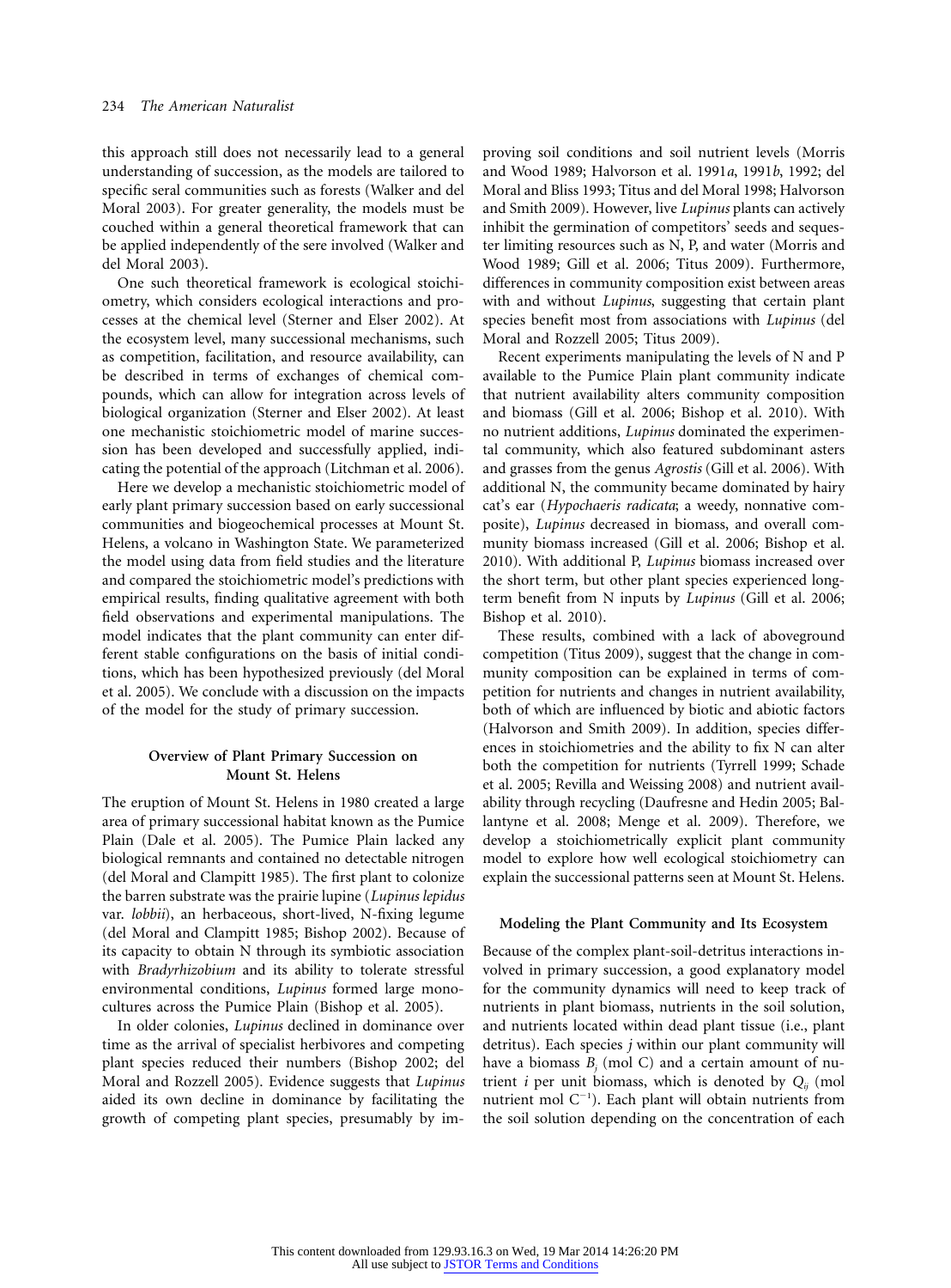this approach still does not necessarily lead to a general understanding of succession, as the models are tailored to specific seral communities such as forests (Walker and del Moral 2003). For greater generality, the models must be couched within a general theoretical framework that can be applied independently of the sere involved (Walker and del Moral 2003).

One such theoretical framework is ecological stoichiometry, which considers ecological interactions and processes at the chemical level (Sterner and Elser 2002). At the ecosystem level, many successional mechanisms, such as competition, facilitation, and resource availability, can be described in terms of exchanges of chemical compounds, which can allow for integration across levels of biological organization (Sterner and Elser 2002). At least one mechanistic stoichiometric model of marine succession has been developed and successfully applied, indicating the potential of the approach (Litchman et al. 2006).

Here we develop a mechanistic stoichiometric model of early plant primary succession based on early successional communities and biogeochemical processes at Mount St. Helens, a volcano in Washington State. We parameterized the model using data from field studies and the literature and compared the stoichiometric model's predictions with empirical results, finding qualitative agreement with both field observations and experimental manipulations. The model indicates that the plant community can enter different stable configurations on the basis of initial conditions, which has been hypothesized previously (del Moral et al. 2005). We conclude with a discussion on the impacts of the model for the study of primary succession.

## Overview of Plant Primary Succession on Mount St. Helens

The eruption of Mount St. Helens in 1980 created a large area of primary successional habitat known as the Pumice Plain (Dale et al. 2005). The Pumice Plain lacked any biological remnants and contained no detectable nitrogen (del Moral and Clampitt 1985). The first plant to colonize the barren substrate was the prairie lupine (*Lupinus lepidus* var. *lobbii*), an herbaceous, short-lived, N-fixing legume (del Moral and Clampitt 1985; Bishop 2002). Because of its capacity to obtain N through its symbiotic association with *Bradyrhizobium* and its ability to tolerate stressful environmental conditions, *Lupinus* formed large monocultures across the Pumice Plain (Bishop et al. 2005).

In older colonies, *Lupinus* declined in dominance over time as the arrival of specialist herbivores and competing plant species reduced their numbers (Bishop 2002; del Moral and Rozzell 2005). Evidence suggests that *Lupinus* aided its own decline in dominance by facilitating the growth of competing plant species, presumably by improving soil conditions and soil nutrient levels (Morris and Wood 1989; Halvorson et al. 1991*a*, 1991*b*, 1992; del Moral and Bliss 1993; Titus and del Moral 1998; Halvorson and Smith 2009). However, live *Lupinus* plants can actively inhibit the germination of competitors' seeds and sequester limiting resources such as N, P, and water (Morris and Wood 1989; Gill et al. 2006; Titus 2009). Furthermore, differences in community composition exist between areas with and without *Lupinus*, suggesting that certain plant species benefit most from associations with *Lupinus* (del Moral and Rozzell 2005; Titus 2009).

Recent experiments manipulating the levels of N and P available to the Pumice Plain plant community indicate that nutrient availability alters community composition and biomass (Gill et al. 2006; Bishop et al. 2010). With no nutrient additions, *Lupinus* dominated the experimental community, which also featured subdominant asters and grasses from the genus *Agrostis* (Gill et al. 2006). With additional N, the community became dominated by hairy cat's ear (*Hypochaeris radicata*; a weedy, nonnative composite), *Lupinus* decreased in biomass, and overall community biomass increased (Gill et al. 2006; Bishop et al. 2010). With additional P, *Lupinus* biomass increased over the short term, but other plant species experienced long-term benefit from N inputs by *Lupinus* (Gill et al. 2006; Bishop et al. 2010).

These results, combined with a lack of aboveground competition (Titus 2009), suggest that the change in community composition can be explained in terms of competition for nutrients and changes in nutrient availability, both of which are influenced by biotic and abiotic factors (Halvorson and Smith 2009). In addition, species differences in stoichiometries and the ability to fix N can alter both the competition for nutrients (Tyrrell 1999; Schade et al. 2005; Revilla and Weissing 2008) and nutrient availability through recycling (Daufresne and Hedin 2005; Ballantyne et al. 2008; Menge et al. 2009). Therefore, we develop a stoichiometrically explicit plant community model to explore how well ecological stoichiometry can explain the successional patterns seen at Mount St. Helens.

## Modeling the Plant Community and Its Ecosystem

Because of the complex plant-soil-detritus interactions involved in primary succession, a good explanatory model for the community dynamics will need to keep track of nutrients in plant biomass, nutrients in the soil solution, and nutrients located within dead plant tissue (i.e., plant detritus). Each species $j$ within our plant community will have a biomass $B_j$ (mol C) and a certain amount of nutrient $i$ per unit biomass, which is denoted by $Q_{ij}$ (mol nutrient mol $C^{-1}$). Each plant will obtain nutrients from the soil solution depending on the concentration of each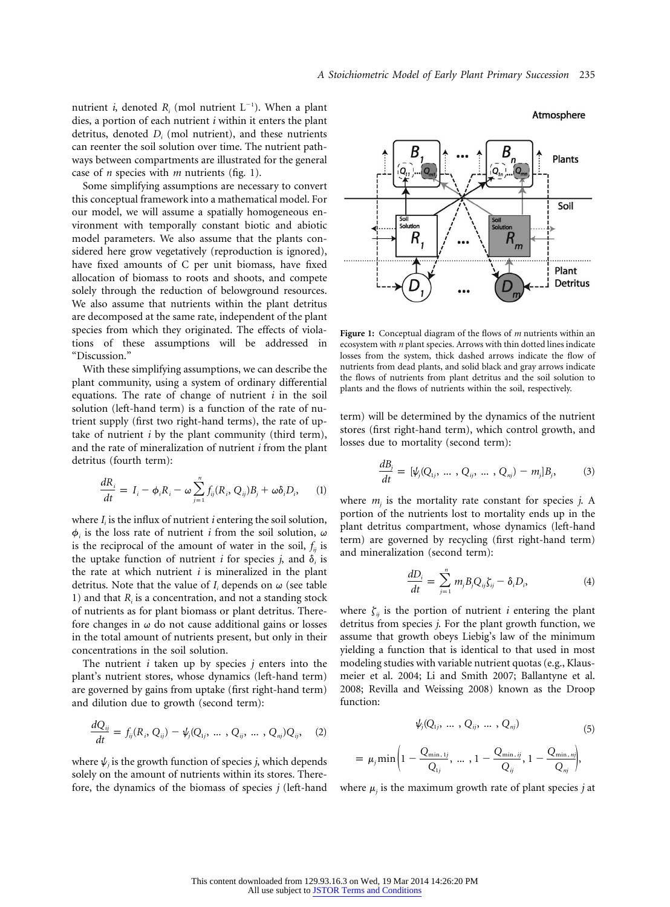nutrient $i$, denoted $R_i$ (mol nutrient $L^{-1}$). When a plant dies, a portion of each nutrient $i$ within it enters the plant detritus, denoted $D_i$ (mol nutrient), and these nutrients can reenter the soil solution over time. The nutrient pathways between compartments are illustrated for the general case of $n$ species with $m$ nutrients (fig. 1).

Some simplifying assumptions are necessary to convert this conceptual framework into a mathematical model. For our model, we will assume a spatially homogeneous environment with temporally constant biotic and abiotic model parameters. We also assume that the plants considered here grow vegetatively (reproduction is ignored), have fixed amounts of C per unit biomass, have fixed allocation of biomass to roots and shoots, and compete solely through the reduction of belowground resources. We also assume that nutrients within the plant detritus are decomposed at the same rate, independent of the plant species from which they originated. The effects of violations of these assumptions will be addressed in "Discussion."

With these simplifying assumptions, we can describe the plant community, using a system of ordinary differential equations. The rate of change of nutrient $i$ in the soil solution (left-hand term) is a function of the rate of nutrient supply (first two right-hand terms), the rate of uptake of nutrient $i$ by the plant community (third term), and the rate of mineralization of nutrient $i$ from the plant detritus (fourth term):

$$\frac{dR_i}{dt} = I_i - \phi_i R_i - \omega \sum_{j=1}^{n} f_{ij}(R_i, Q_{ij})B_j + \omega\delta_i D_i, \quad (1)$$

where $I_i$ is the influx of nutrient $i$ entering the soil solution, $\phi_i$ is the loss rate of nutrient $i$ from the soil solution, $\omega$ is the reciprocal of the amount of water in the soil, $f_{ij}$ is the uptake function of nutrient $i$ for species $j$, and $\delta_i$ is the rate at which nutrient $i$ is mineralized in the plant detritus. Note that the value of $I_i$ depends on $\omega$ (see table 1) and that $R_i$ is a concentration, and not a standing stock of nutrients as for plant biomass or plant detritus. Therefore changes in $\omega$ do not cause additional gains or losses in the total amount of nutrients present, but only in their concentrations in the soil solution.

The nutrient $i$ taken up by species $j$ enters into the plant's nutrient stores, whose dynamics (left-hand term) are governed by gains from uptake (first right-hand term) and dilution due to growth (second term):

$$\frac{dQ_{ij}}{dt} = f_{ij}(R_i, Q_{ij}) - \psi_j(Q_{1j}, \ldots, Q_{ij}, \ldots, Q_{nj})Q_{ij}, \quad (2)$$

where $\psi_j$ is the growth function of species $j$, which depends solely on the amount of nutrients within its stores. Therefore, the dynamics of the biomass of species $j$ (left-hand term) will be determined by the dynamics of the nutrient stores (first right-hand term), which control growth, and losses due to mortality (second term):

$$\frac{dB_j}{dt} = [\psi_j(Q_{1j}, \ldots, Q_{ij}, \ldots, Q_{nj}) - m_j]B_j, \quad (3)$$

where $m_j$ is the mortality rate constant for species $j$. A portion of the nutrients lost to mortality ends up in the plant detritus compartment, whose dynamics (left-hand term) are governed by recycling (first right-hand term) and mineralization (second term):

$$\frac{dD_i}{dt} = \sum_{j=1}^{n} m_j B_j Q_{ij}\zeta_{ij} - \delta_i D_i, \quad (4)$$

where $\zeta_{ij}$ is the portion of nutrient $i$ entering the plant detritus from species $j$. For the plant growth function, we assume that growth obeys Liebig's law of the minimum yielding a function that is identical to that used in most modeling studies with variable nutrient quotas (e.g., Klausmeier et al. 2004; Li and Smith 2007; Ballantyne et al. 2008; Revilla and Weissing 2008) known as the Droop function:

$$\psi_j(Q_{1j}, \ldots, Q_{ij}, \ldots, Q_{nj}) = \mu_j \min\left(1 - \frac{Q_{\min,1j}}{Q_{1j}}, \ldots, 1 - \frac{Q_{\min,ij}}{Q_{ij}}, 1 - \frac{Q_{\min,nj}}{Q_{nj}}\right), \quad (5)$$

where $\mu_j$ is the maximum growth rate of plant species $j$ at

**Figure 1:** Conceptual diagram of the flows of $m$ nutrients within an ecosystem with $n$ plant species. Arrows with thin dotted lines indicate the losses from the system, thick dashed arrows indicate the flow of nutrients from dead plants, and solid black and gray arrows indicate the flows of nutrients from plant detritus and the soil solution to plants and the flows of nutrients within the soil, respectively.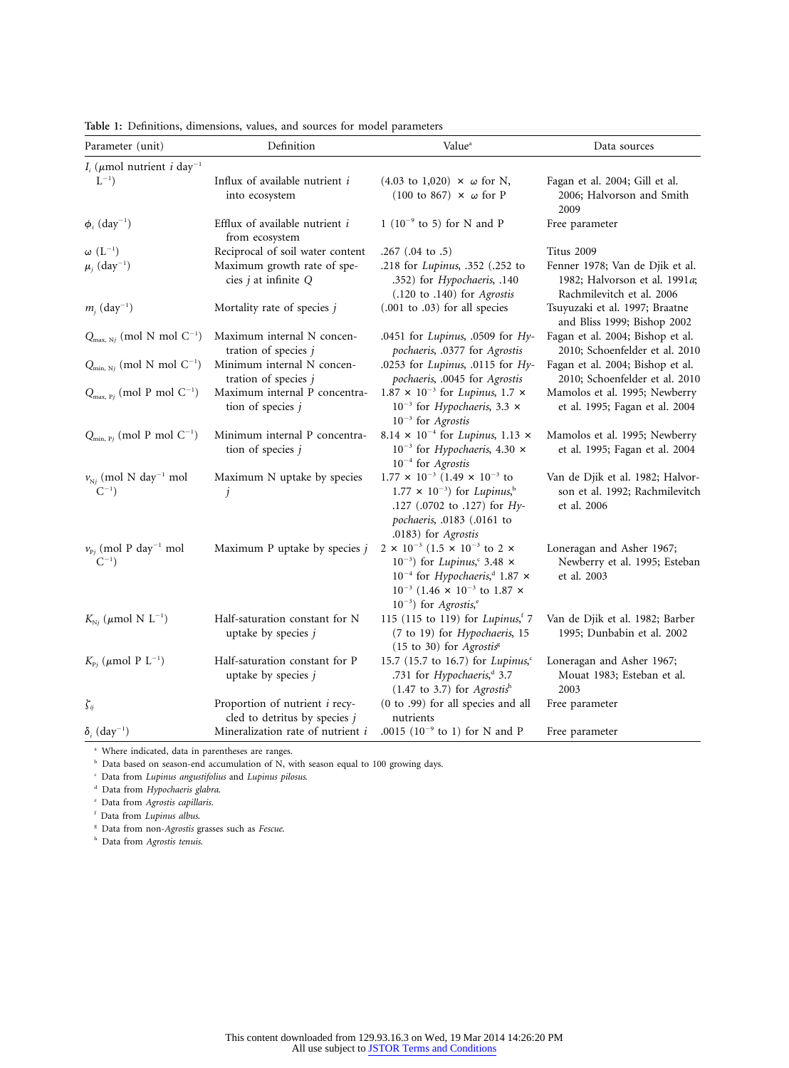**Table 1:** Definitions, dimensions, values, and sources for model parameters

| Parameter (unit) | Definition | Value[a] | Data sources |
|---|---|---|---|
| $I_i$ ($\mu$mol nutrient $i$ day$^{-1}$ L$^{-1}$) | Influx of available nutrient $i$ into ecosystem | (4.03 to 1,020) $\times$ $\omega$ for N, (100 to 867) $\times$ $\omega$ for P | Fagan et al. 2004; Gill et al. 2006; Halvorson and Smith 2009 |
| $\phi_i$ (day$^{-1}$) | Efflux of available nutrient $i$ from ecosystem | 1 ($10^{-9}$ to 5) for N and P | Free parameter |
| $\omega$ (L$^{-1}$) | Reciprocal of soil water content | .267 (.04 to .5) | Titus 2009 |
| $\mu_j$ (day$^{-1}$) | Maximum growth rate of species $j$ at infinite $Q$ | .218 for *Lupinus*, .352 (.252 to .352) for *Hypochaeris*, .140 (.120 to .140) for *Agrostis* | Fenner 1978; Van de Djik et al. 1982; Halvorson et al. 1991*a*; Rachmilevitch et al. 2006 |
| $m_j$ (day$^{-1}$) | Mortality rate of species $j$ | (.001 to .03) for all species | Tsuyuzaki et al. 1997; Braatne and Bliss 1999; Bishop 2002 |
| $Q_{\max,\,Nj}$ (mol N mol C$^{-1}$) | Maximum internal N concentration of species $j$ | .0451 for *Lupinus*, .0509 for *Hypochaeris*, .0377 for *Agrostis* | Fagan et al. 2004; Bishop et al. 2010; Schoenfelder et al. 2010 |
| $Q_{\min,\,Nj}$ (mol N mol C$^{-1}$) | Minimum internal N concentration of species $j$ | .0253 for *Lupinus*, .0115 for *Hypochaeris*, .0045 for *Agrostis* | Fagan et al. 2004; Bishop et al. 2010; Schoenfelder et al. 2010 |
| $Q_{\max,\,Pj}$ (mol P mol C$^{-1}$) | Maximum internal P concentration of species $j$ | $1.87 \times 10^{-3}$ for *Lupinus*, $1.7 \times 10^{-3}$ for *Hypochaeris*, $3.3 \times 10^{-4}$ for *Agrostis* | Mamolos et al. 1995; Newberry et al. 1995; Fagan et al. 2004 |
| $Q_{\min,\,Pj}$ (mol P mol C$^{-1}$) | Minimum internal P concentration of species $j$ | $8.14 \times 10^{-4}$ for *Lupinus*, $1.13 \times 10^{-3}$ for *Hypochaeris*, $4.30 \times 10^{-4}$ for *Agrostis* | Mamolos et al. 1995; Newberry et al. 1995; Fagan et al. 2004 |
| $v_{Nj}$ (mol N day$^{-1}$ mol C$^{-1}$) | Maximum N uptake by species $j$ | $1.77 \times 10^{-3}$ ($1.49 \times 10^{-3}$ to $1.77 \times 10^{-3}$) for *Lupinus*,[b] .127 (.0702 to .127) for *Hypochaeris*, .0183 (.0161 to .0183) for *Agrostis* | Van de Djik et al. 1982; Halvorson et al. 1992; Rachmilevitch et al. 2006 |
| $v_{Pj}$ (mol P day$^{-1}$ mol C$^{-1}$) | Maximum P uptake by species $j$ | $2 \times 10^{-3}$ ($1.5 \times 10^{-3}$ to $2 \times 10^{-3}$) for *Lupinus*,[c] $3.48 \times 10^{-4}$ for *Hypochaeris*,[d] $1.87 \times 10^{-3}$ ($1.46 \times 10^{-3}$ to $1.87 \times 10^{-3}$) for *Agrostis*,[e] | Loneragan and Asher 1967; Newberry et al. 1995; Esteban et al. 2003 |
| $K_{Nj}$ ($\mu$mol N L$^{-1}$) | Half-saturation constant for N uptake by species $j$ | 115 (115 to 119) for *Lupinus*,[f] 7 (7 to 19) for *Hypochaeris*, 15 (15 to 30) for *Agrostis*[g] | Van de Djik et al. 1982; Barber 1995; Dunbabin et al. 2002 |
| $K_{Pj}$ ($\mu$mol P L$^{-1}$) | Half-saturation constant for P uptake by species $j$ | 15.7 (15.7 to 16.7) for *Lupinus*,[c] .731 for *Hypochaeris*,[d] 3.7 (1.47 to 3.7) for *Agrostis*[h] | Loneragan and Asher 1967; Mouat 1983; Esteban et al. 2003 |
| $\zeta_{ij}$ | Proportion of nutrient $i$ recycled to detritus by species $j$ | (0 to .99) for all species and all nutrients | Free parameter |
| $\delta_i$ (day$^{-1}$) | Mineralization rate of nutrient $i$ | .0015 ($10^{-9}$ to 1) for N and P | Free parameter |

[a] Where indicated, data in parentheses are ranges.
[b] Data based on season-end accumulation of N, with season equal to 100 growing days.
[c] Data from *Lupinus angustifolius* and *Lupinus pilosus*.
[d] Data from *Hypochaeris glabra*.
[e] Data from *Agrostis capillaris*.
[f] Data from *Lupinus albus*.
[g] Data from non-*Agrostis* grasses such as *Fescue*.
[h] Data from *Agrostis tenuis*.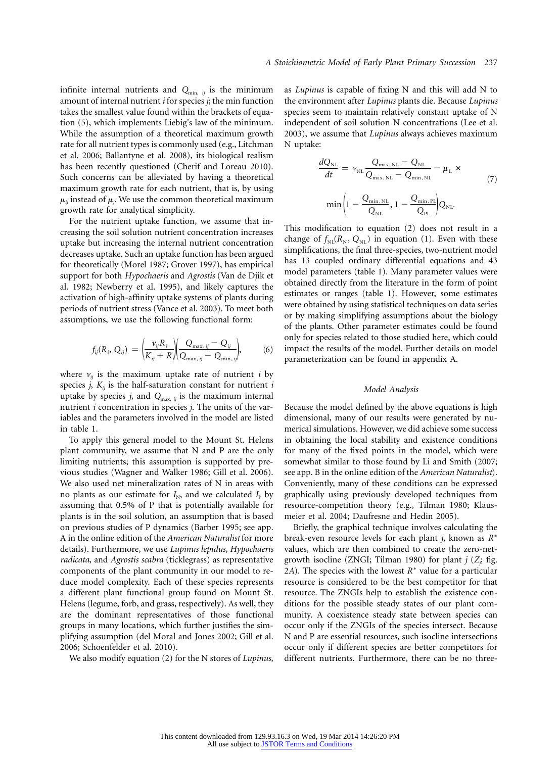infinite internal nutrients and $Q_{\min,\,ij}$ is the minimum amount of internal nutrient $i$ for species $j$; the min function takes the smallest value found within the brackets of equation (5), which implements Liebig's law of the minimum. While the assumption of a theoretical maximum growth rate for all nutrient types is commonly used (e.g., Litchman et al. 2006; Ballantyne et al. 2008), its biological realism has been recently questioned (Cherif and Loreau 2010). Such concerns can be alleviated by having a theoretical maximum growth rate for each nutrient, that is, by using $\mu_{ij}$ instead of $\mu_j$. We use the common theoretical maximum growth rate for analytical simplicity.

For the nutrient uptake function, we assume that increasing the soil solution nutrient concentration increases uptake but increasing the internal nutrient concentration decreases uptake. Such an uptake function has been argued for theoretically (Morel 1987; Grover 1997), has empirical support for both *Hypochaeris* and *Agrostis* (Van de Djik et al. 1982; Newberry et al. 1995), and likely captures the activation of high-affinity uptake systems of plants during periods of nutrient stress (Vance et al. 2003). To meet both assumptions, we use the following functional form:

$$f_{ij}(R_i, Q_{ij}) = \left(\frac{v_{ij} R_i}{K_{ij} + R_i}\right)\left(\frac{Q_{\max,\,ij} - Q_{ij}}{Q_{\max,\,ij} - Q_{\min,\,ij}}\right), \qquad (6)$$

where $v_{ij}$ is the maximum uptake rate of nutrient $i$ by species $j$, $K_{ij}$ is the half-saturation constant for nutrient $i$ uptake by species $j$, and $Q_{\max,\,ij}$ is the maximum internal nutrient $i$ concentration in species $j$. The units of the variables and the parameters involved in the model are listed in table 1.

To apply this general model to the Mount St. Helens plant community, we assume that N and P are the only limiting nutrients; this assumption is supported by previous studies (Wagner and Walker 1986; Gill et al. 2006). We also used net mineralization rates of N in areas with no plants as our estimate for $I_{\mathrm{N}}$, and we calculated $I_{\mathrm{P}}$ by assuming that 0.5% of P that is potentially available for plants is in the soil solution, an assumption that is based on previous studies of P dynamics (Barber 1995; see app. A in the online edition of the *American Naturalist* for more details). Furthermore, we use *Lupinus lepidus*, *Hypochaeris radicata*, and *Agrostis scabra* (ticklegrass) as representative components of the plant community in our model to reduce model complexity. Each of these species represents a different plant functional group found on Mount St. Helens (legume, forb, and grass, respectively). As well, they are the dominant representatives of those functional groups in many locations, which further justifies the simplifying assumption (del Moral and Jones 2002; Gill et al. 2006; Schoenfelder et al. 2010).

We also modify equation (2) for the N stores of *Lupinus*, as *Lupinus* is capable of fixing N and this will add N to the environment after *Lupinus* plants die. Because *Lupinus* species seem to maintain relatively constant uptake of N independent of soil solution N concentrations (Lee et al. 2003), we assume that *Lupinus* always achieves maximum N uptake:

$$\frac{dQ_{\mathrm{NL}}}{dt} = v_{\mathrm{NL}}\frac{Q_{\max,\,\mathrm{NL}} - Q_{\mathrm{NL}}}{Q_{\max,\,\mathrm{NL}} - Q_{\min,\,\mathrm{NL}}} - \mu_{\mathrm{L}} \times \min\left(1 - \frac{Q_{\min,\,\mathrm{NL}}}{Q_{\mathrm{NL}}},\, 1 - \frac{Q_{\min,\,\mathrm{PL}}}{Q_{\mathrm{PL}}}\right)Q_{\mathrm{NL}}. \qquad (7)$$

This modification to equation (2) does not result in a change of $f_{\mathrm{NL}}(R_{\mathrm{N}}, Q_{\mathrm{NL}})$ in equation (1). Even with these simplifications, the final three-species, two-nutrient model has 13 coupled ordinary differential equations and 43 model parameters (table 1). Many parameter values were obtained directly from the literature in the form of point estimates or ranges (table 1). However, some estimates were obtained by using statistical techniques on data series or by making simplifying assumptions about the biology of the plants. Other parameter estimates could be found only for species related to those studied here, which could impact the results of the model. Further details on model parameterization can be found in appendix A.

### *Model Analysis*

Because the model defined by the above equations is high dimensional, many of our results were generated by numerical simulations. However, we did achieve some success in obtaining the local stability and existence conditions for many of the fixed points in the model, which were somewhat similar to those found by Li and Smith (2007; see app. B in the online edition of the *American Naturalist*). Conveniently, many of these conditions can be expressed graphically using previously developed techniques from resource-competition theory (e.g., Tilman 1980; Klausmeier et al. 2004; Daufresne and Hedin 2005).

Briefly, the graphical technique involves calculating the break-even resource levels for each plant $j$, known as $R^*$ values, which are then combined to create the zero-net-growth isocline (ZNGI; Tilman 1980) for plant $j$ ($Z_j$; fig. 2*A*). The species with the lowest $R^*$ value for a particular resource is considered to be the best competitor for that resource. The ZNGIs help to establish the existence conditions for the possible steady states of our plant community. A coexistence steady state between species can occur only if the ZNGIs of the species intersect. Because N and P are essential resources, such isocline intersections occur only if different species are better competitors for different nutrients. Furthermore, there can be no three-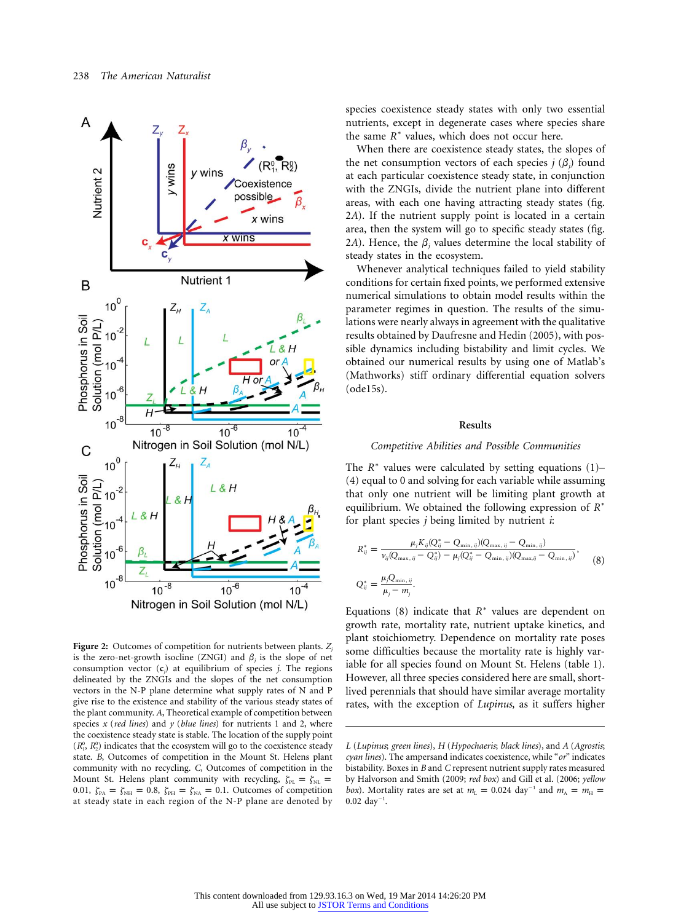**Figure 2:** Outcomes of competition for nutrients between plants. $Z_j$ is the zero-net-growth isocline (ZNGI) and $\beta_j$ is the slope of net consumption vector ($\mathbf{c}_j$) at equilibrium of species $j$. The regions delineated by the ZNGIs and the slopes of the net consumption vectors in the N-P plane determine what supply rates of N and P give rise to the existence and stability of the various steady states of the plant community. *A*, Theoretical example of competition between species $x$ (*red lines*) and $y$ (*blue lines*) for nutrients 1 and 2, where the coexistence steady state is stable. The location of the supply point $(R_1^0, R_2^0)$ indicates that the ecosystem will go to the coexistence steady state. *B*, Outcomes of competition in the Mount St. Helens plant community with no recycling. *C*, Outcomes of competition in the Mount St. Helens plant community with recycling, $\zeta_{PL} = \zeta_{NL} = 0.01$, $\zeta_{PA} = \zeta_{NH} = 0.8$, $\zeta_{PH} = \zeta_{NA} = 0.1$. Outcomes of competition at steady state in each region of the N-P plane are denoted by *L* (*Lupinus*; *green lines*), *H* (*Hypochaeris*; *black lines*), and *A* (*Agrostis*; *cyan lines*). The ampersand indicates coexistence, while "*or*" indicates bistability. Boxes in *B* and *C* represent nutrient supply rates measured by Halvorson and Smith (2009; *red box*) and Gill et al. (2006; *yellow box*). Mortality rates are set at $m_L = 0.024$ day$^{-1}$ and $m_A = m_H = 0.02$ day$^{-1}$.

species coexistence steady states with only two essential nutrients, except in degenerate cases where species share the same $R^*$ values, which does not occur here.

When there are coexistence steady states, the slopes of the net consumption vectors of each species $j$ ($\beta_j$) found at each particular coexistence steady state, in conjunction with the ZNGIs, divide the nutrient plane into different areas, with each one having attracting steady states (fig. 2*A*). If the nutrient supply point is located in a certain area, then the system will go to specific steady states (fig. 2*A*). Hence, the $\beta_j$ values determine the local stability of steady states in the ecosystem.

Whenever analytical techniques failed to yield stability conditions for certain fixed points, we performed extensive numerical simulations to obtain model results within the parameter regimes in question. The results of the simulations were nearly always in agreement with the qualitative results obtained by Daufresne and Hedin (2005), with possible dynamics including bistability and limit cycles. We obtained our numerical results by using one of Matlab's (Mathworks) stiff ordinary differential equation solvers (ode15s).

## Results

### *Competitive Abilities and Possible Communities*

The $R^*$ values were calculated by setting equations (1)–(4) equal to 0 and solving for each variable while assuming that only one nutrient will be limiting plant growth at equilibrium. We obtained the following expression of $R^*$ for plant species $j$ being limited by nutrient $i$:

$$R_{ij}^* = \frac{\mu_j K_{ij}(Q_{ij}^* - Q_{\min,ij})(Q_{\max,ij} - Q_{\min,ij})}{v_{ij}(Q_{\max,ij} - Q_{ij}^*) - \mu_j(Q_{ij}^* - Q_{\min,ij})(Q_{\max,ij} - Q_{\min,ij})}, \tag{8}$$

$$Q_{ij}^* = \frac{\mu_j Q_{\min,ij}}{\mu_j - m_j}.$$

Equations (8) indicate that $R^*$ values are dependent on growth rate, mortality rate, nutrient uptake kinetics, and plant stoichiometry. Dependence on mortality rate poses some difficulties because the mortality rate is highly variable for all species found on Mount St. Helens (table 1). However, all three species considered here are small, short-lived perennials that should have similar average mortality rates, with the exception of *Lupinus*, as it suffers higher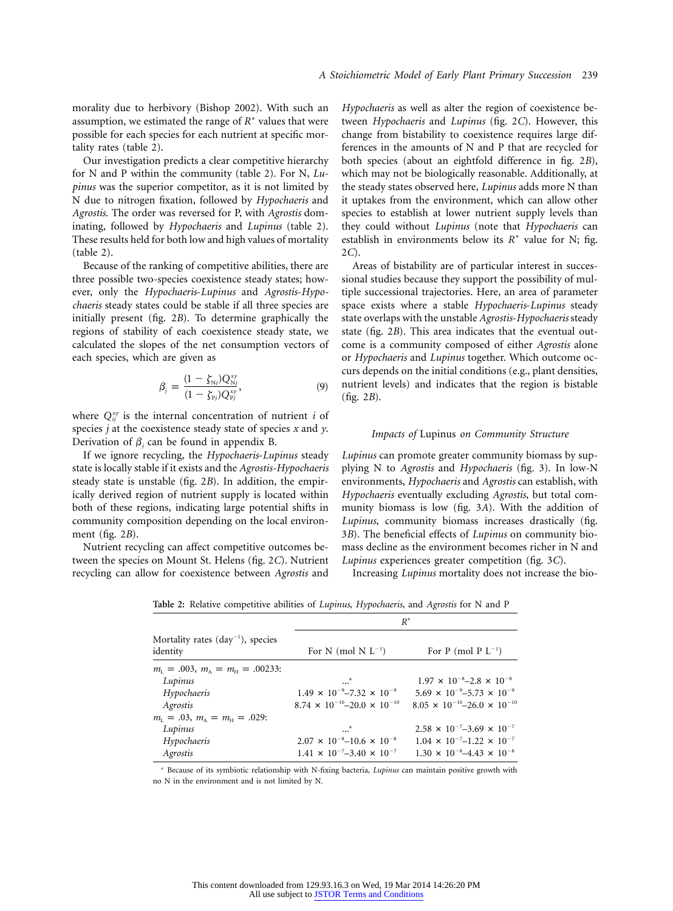morality due to herbivory (Bishop 2002). With such an assumption, we estimated the range of $R^*$ values that were possible for each species for each nutrient at specific mortality rates (table 2).

Our investigation predicts a clear competitive hierarchy for N and P within the community (table 2). For N, *Lupinus* was the superior competitor, as it is not limited by N due to nitrogen fixation, followed by *Hypochaeris* and *Agrostis*. The order was reversed for P, with *Agrostis* dominating, followed by *Hypochaeris* and *Lupinus* (table 2). These results held for both low and high values of mortality (table 2).

Because of the ranking of competitive abilities, there are three possible two-species coexistence steady states; however, only the *Hypochaeris*-*Lupinus* and *Agrostis*-*Hypochaeris* steady states could be stable if all three species are initially present (fig. 2*B*). To determine graphically the regions of stability of each coexistence steady state, we calculated the slopes of the net consumption vectors of each species, which are given as

$$\beta_j = \frac{(1 - \zeta_{Nj})Q^{xy}_{Nj}}{(1 - \zeta_{Pj})Q^{xy}_{Pj}}, \tag{9}$$

where $Q^{xy}_{ij}$ is the internal concentration of nutrient $i$ of species $j$ at the coexistence steady state of species $x$ and $y$. Derivation of $\beta_j$ can be found in appendix B.

If we ignore recycling, the *Hypochaeris*-*Lupinus* steady state is locally stable if it exists and the *Agrostis*-*Hypochaeris* steady state is unstable (fig. 2*B*). In addition, the empirically derived region of nutrient supply is located within both of these regions, indicating large potential shifts in community composition depending on the local environment (fig. 2*B*).

Nutrient recycling can affect competitive outcomes between the species on Mount St. Helens (fig. 2*C*). Nutrient recycling can allow for coexistence between *Agrostis* and *Hypochaeris* as well as alter the region of coexistence between *Hypochaeris* and *Lupinus* (fig. 2*C*). However, this change from bistability to coexistence requires large differences in the amounts of N and P that are recycled for both species (about an eightfold difference in fig. 2*B*), which may not be biologically reasonable. Additionally, at the steady states observed here, *Lupinus* adds more N than it uptakes from the environment, which can allow other species to establish at lower nutrient supply levels than they could without *Lupinus* (note that *Hypochaeris* can establish in environments below its $R^*$ value for N; fig. 2*C*).

Areas of bistability are of particular interest in successional studies because they support the possibility of multiple successional trajectories. Here, an area of parameter space exists where a stable *Hypochaeris*-*Lupinus* steady state overlaps with the unstable *Agrostis*-*Hypochaeris* steady state (fig. 2*B*). This area indicates that the eventual outcome is a community composed of either *Agrostis* alone or *Hypochaeris* and *Lupinus* together. Which outcome occurs depends on the initial conditions (e.g., plant densities, nutrient levels) and indicates that the region is bistable (fig. 2*B*).

### *Impacts of* Lupinus *on Community Structure*

*Lupinus* can promote greater community biomass by supplying N to *Agrostis* and *Hypochaeris* (fig. 3). In low-N environments, *Hypochaeris* and *Agrostis* can establish, with *Hypochaeris* eventually excluding *Agrostis*, but total community biomass is low (fig. 3*A*). With the addition of *Lupinus*, community biomass increases drastically (fig. 3*B*). The beneficial effects of *Lupinus* on community biomass decline as the environment becomes richer in N and *Lupinus* experiences greater competition (fig. 3*C*).

Increasing *Lupinus* mortality does not increase the bio-

**Table 2:** Relative competitive abilities of *Lupinus*, *Hypochaeris*, and *Agrostis* for N and P

| Mortality rates ($day^{-1}$), species identity | $R^*$ | |
|---|---|---|
| | For N (mol N $L^{-1}$) | For P (mol P $L^{-1}$) |
| $m_L = .003$, $m_A = m_H = .00233$: | | |
| *Lupinus* | ...[a] | $1.97 \times 10^{-8}$–$2.8 \times 10^{-8}$ |
| *Hypochaeris* | $1.49 \times 10^{-9}$–$7.32 \times 10^{-9}$ | $5.69 \times 10^{-9}$–$5.73 \times 10^{-9}$ |
| *Agrostis* | $8.74 \times 10^{-10}$–$20.0 \times 10^{-10}$ | $8.05 \times 10^{-10}$–$26.0 \times 10^{-10}$ |
| $m_L = .03$, $m_A = m_H = .029$: | | |
| *Lupinus* | ...[a] | $2.58 \times 10^{-7}$–$3.69 \times 10^{-7}$ |
| *Hypochaeris* | $2.07 \times 10^{-8}$–$10.6 \times 10^{-8}$ | $1.04 \times 10^{-7}$–$1.22 \times 10^{-7}$ |
| *Agrostis* | $1.41 \times 10^{-7}$–$3.40 \times 10^{-7}$ | $1.30 \times 10^{-8}$–$4.43 \times 10^{-8}$ |

[a] Because of its symbiotic relationship with N-fixing bacteria, *Lupinus* can maintain positive growth with no N in the environment and is not limited by N.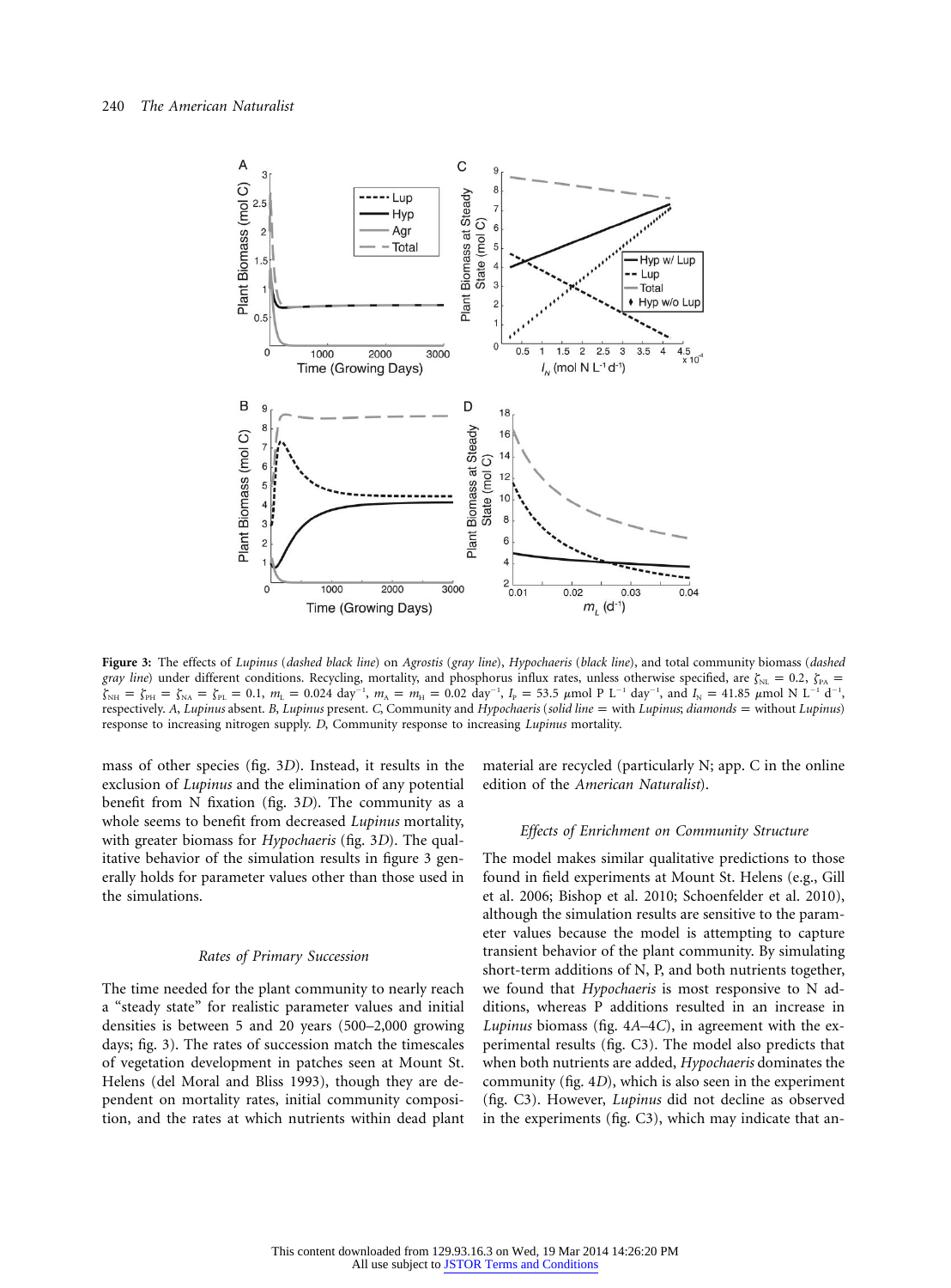**Figure 3:** The effects of *Lupinus* (*dashed black line*) on *Agrostis* (*gray line*), *Hypochaeris* (*black line*), and total community biomass (*dashed gray line*) under different conditions. Recycling, mortality, and phosphorus influx rates, unless otherwise specified, are $\zeta_{NL} = 0.2$, $\zeta_{PA} = \zeta_{NH} = \zeta_{PH} = \zeta_{NA} = \zeta_{PL} = 0.1$, $m_L = 0.024$ day$^{-1}$, $m_A = m_H = 0.02$ day$^{-1}$, $I_P = 53.5$ $\mu$mol P L$^{-1}$ day$^{-1}$, and $I_N = 41.85$ $\mu$mol N L$^{-1}$ d$^{-1}$, respectively. *A*, *Lupinus* absent. *B*, *Lupinus* present. *C*, Community and *Hypochaeris* (*solid line* = with *Lupinus*; *diamonds* = without *Lupinus*) response to increasing nitrogen supply. *D*, Community response to increasing *Lupinus* mortality.

mass of other species (fig. 3*D*). Instead, it results in the exclusion of *Lupinus* and the elimination of any potential benefit from N fixation (fig. 3*D*). The community as a whole seems to benefit from decreased *Lupinus* mortality, with greater biomass for *Hypochaeris* (fig. 3*D*). The qualitative behavior of the simulation results in figure 3 generally holds for parameter values other than those used in the simulations.

### *Rates of Primary Succession*

The time needed for the plant community to nearly reach a "steady state" for realistic parameter values and initial densities is between 5 and 20 years (500–2,000 growing days; fig. 3). The rates of succession match the timescales of vegetation development in patches seen at Mount St. Helens (del Moral and Bliss 1993), though they are dependent on mortality rates, initial community composition, and the rates at which nutrients within dead plant material are recycled (particularly N; app. C in the online edition of the *American Naturalist*).

### *Effects of Enrichment on Community Structure*

The model makes similar qualitative predictions to those found in field experiments at Mount St. Helens (e.g., Gill et al. 2006; Bishop et al. 2010; Schoenfelder et al. 2010), although the simulation results are sensitive to the parameter values because the model is attempting to capture transient behavior of the plant community. By simulating short-term additions of N, P, and both nutrients together, we found that *Hypochaeris* is most responsive to N additions, whereas P additions resulted in an increase in *Lupinus* biomass (fig. 4*A*–4*C*), in agreement with the experimental results (fig. C3). The model also predicts that when both nutrients are added, *Hypochaeris* dominates the community (fig. 4*D*), which is also seen in the experiment (fig. C3). However, *Lupinus* did not decline as observed in the experiments (fig. C3), which may indicate that an-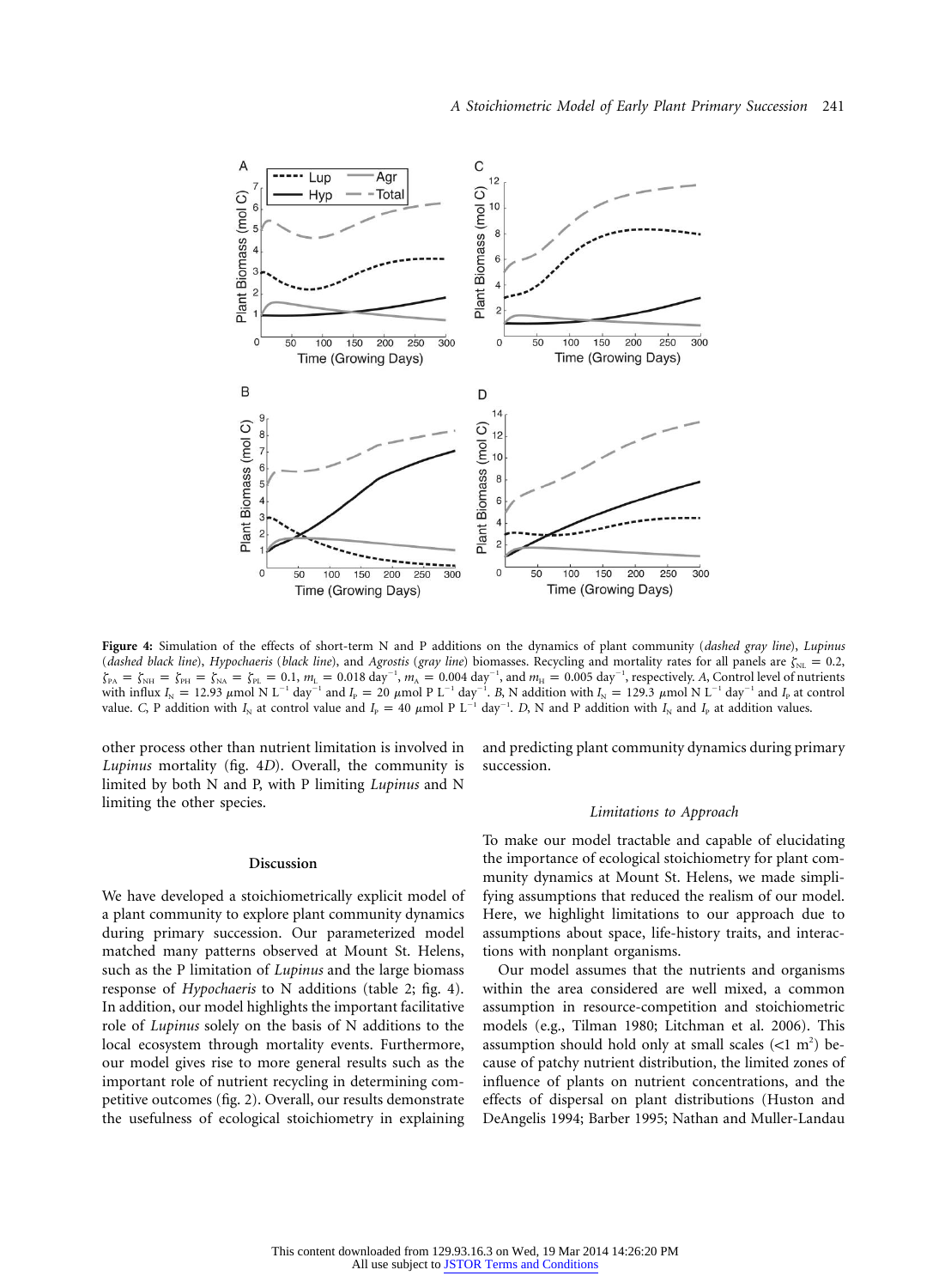**Figure 4:** Simulation of the effects of short-term N and P additions on the dynamics of plant community (*dashed gray line*), *Lupinus* (*dashed black line*), *Hypochaeris* (*black line*), and *Agrostis* (*gray line*) biomasses. Recycling and mortality rates for all panels are $\zeta_{NL} = 0.2$, $\zeta_{PA} = \zeta_{NH} = \zeta_{PH} = \zeta_{NA} = \zeta_{PL} = 0.1$, $m_L = 0.018$ day$^{-1}$, $m_A = 0.004$ day$^{-1}$, and $m_H = 0.005$ day$^{-1}$, respectively. *A*, Control level of nutrients with influx $I_N = 12.93$ μmol N L$^{-1}$ day$^{-1}$ and $I_P = 20$ μmol P L$^{-1}$ day$^{-1}$. *B*, N addition with $I_N = 129.3$ μmol N L$^{-1}$ day$^{-1}$ and $I_P$ at control value. *C*, P addition with $I_N$ at control value and $I_P = 40$ μmol P L$^{-1}$ day$^{-1}$. *D*, N and P addition with $I_N$ and $I_P$ at addition values.

other process other than nutrient limitation is involved in *Lupinus* mortality (fig. 4*D*). Overall, the community is limited by both N and P, with P limiting *Lupinus* and N limiting the other species.

## Discussion

We have developed a stoichiometrically explicit model of a plant community to explore plant community dynamics during primary succession. Our parameterized model matched many patterns observed at Mount St. Helens, such as the P limitation of *Lupinus* and the large biomass response of *Hypochaeris* to N additions (table 2; fig. 4). In addition, our model highlights the important facilitative role of *Lupinus* solely on the basis of N additions to the local ecosystem through mortality events. Furthermore, our model gives rise to more general results such as the important role of nutrient recycling in determining competitive outcomes (fig. 2). Overall, our results demonstrate the usefulness of ecological stoichiometry in explaining and predicting plant community dynamics during primary succession.

### *Limitations to Approach*

To make our model tractable and capable of elucidating the importance of ecological stoichiometry for plant community dynamics at Mount St. Helens, we made simplifying assumptions that reduced the realism of our model. Here, we highlight limitations to our approach due to assumptions about space, life-history traits, and interactions with nonplant organisms.

Our model assumes that the nutrients and organisms within the area considered are well mixed, a common assumption in resource-competition and stoichiometric models (e.g., Tilman 1980; Litchman et al. 2006). This assumption should hold only at small scales (<1 m$^2$) because of patchy nutrient distribution, the limited zones of influence of plants on nutrient concentrations, and the effects of dispersal on plant distributions (Huston and DeAngelis 1994; Barber 1995; Nathan and Muller-Landau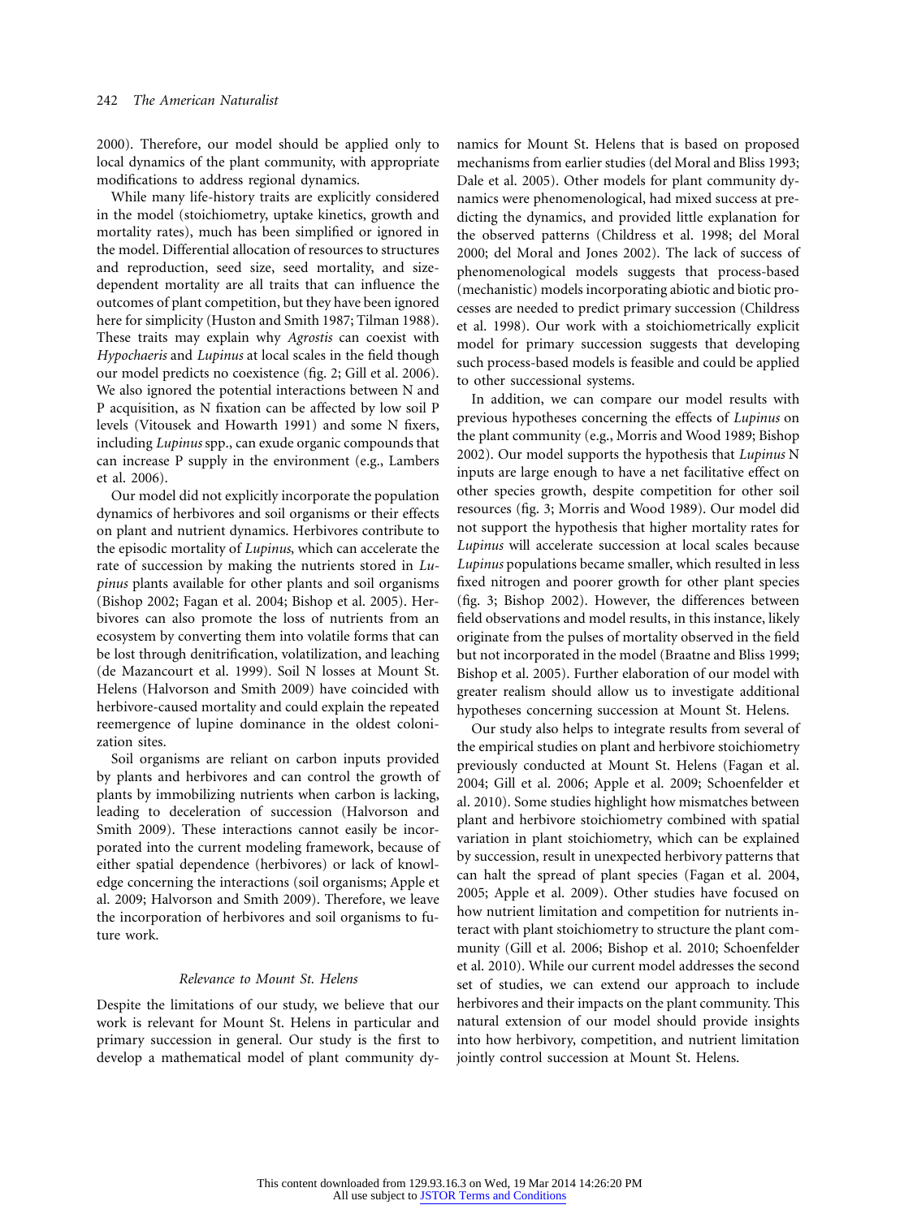2000). Therefore, our model should be applied only to local dynamics of the plant community, with appropriate modifications to address regional dynamics.

While many life-history traits are explicitly considered in the model (stoichiometry, uptake kinetics, growth and mortality rates), much has been simplified or ignored in the model. Differential allocation of resources to structures and reproduction, seed size, seed mortality, and size-dependent mortality are all traits that can influence the outcomes of plant competition, but they have been ignored here for simplicity (Huston and Smith 1987; Tilman 1988). These traits may explain why *Agrostis* can coexist with *Hypochaeris* and *Lupinus* at local scales in the field though our model predicts no coexistence (fig. 2; Gill et al. 2006). We also ignored the potential interactions between N and P acquisition, as N fixation can be affected by low soil P levels (Vitousek and Howarth 1991) and some N fixers, including *Lupinus* spp., can exude organic compounds that can increase P supply in the environment (e.g., Lambers et al. 2006).

Our model did not explicitly incorporate the population dynamics of herbivores and soil organisms or their effects on plant and nutrient dynamics. Herbivores contribute to the episodic mortality of *Lupinus*, which can accelerate the rate of succession by making the nutrients stored in *Lupinus* plants available for other plants and soil organisms (Bishop 2002; Fagan et al. 2004; Bishop et al. 2005). Herbivores can also promote the loss of nutrients from an ecosystem by converting them into volatile forms that can be lost through denitrification, volatilization, and leaching (de Mazancourt et al. 1999). Soil N losses at Mount St. Helens (Halvorson and Smith 2009) have coincided with herbivore-caused mortality and could explain the repeated reemergence of lupine dominance in the oldest colonization sites.

Soil organisms are reliant on carbon inputs provided by plants and herbivores and can control the growth of plants by immobilizing nutrients when carbon is lacking, leading to deceleration of succession (Halvorson and Smith 2009). These interactions cannot easily be incorporated into the current modeling framework, because of either spatial dependence (herbivores) or lack of knowledge concerning the interactions (soil organisms; Apple et al. 2009; Halvorson and Smith 2009). Therefore, we leave the incorporation of herbivores and soil organisms to future work.

### *Relevance to Mount St. Helens*

Despite the limitations of our study, we believe that our work is relevant for Mount St. Helens in particular and primary succession in general. Our study is the first to develop a mathematical model of plant community dynamics for Mount St. Helens that is based on proposed mechanisms from earlier studies (del Moral and Bliss 1993; Dale et al. 2005). Other models for plant community dynamics were phenomenological, had mixed success at predicting the dynamics, and provided little explanation for the observed patterns (Childress et al. 1998; del Moral 2000; del Moral and Jones 2002). The lack of success of phenomenological models suggests that process-based (mechanistic) models incorporating abiotic and biotic processes are needed to predict primary succession (Childress et al. 1998). Our work with a stoichiometrically explicit model for primary succession suggests that developing such process-based models is feasible and could be applied to other successional systems.

In addition, we can compare our model results with previous hypotheses concerning the effects of *Lupinus* on the plant community (e.g., Morris and Wood 1989; Bishop 2002). Our model supports the hypothesis that *Lupinus* N inputs are large enough to have a net facilitative effect on other species growth, despite competition for other soil resources (fig. 3; Morris and Wood 1989). Our model did not support the hypothesis that higher mortality rates for *Lupinus* will accelerate succession at local scales because *Lupinus* populations became smaller, which resulted in less fixed nitrogen and poorer growth for other plant species (fig. 3; Bishop 2002). However, the differences between field observations and model results, in this instance, likely originate from the pulses of mortality observed in the field but not incorporated in the model (Braatne and Bliss 1999; Bishop et al. 2005). Further elaboration of our model with greater realism should allow us to investigate additional hypotheses concerning succession at Mount St. Helens.

Our study also helps to integrate results from several of the empirical studies on plant and herbivore stoichiometry previously conducted at Mount St. Helens (Fagan et al. 2004; Gill et al. 2006; Apple et al. 2009; Schoenfelder et al. 2010). Some studies highlight how mismatches between plant and herbivore stoichiometry combined with spatial variation in plant stoichiometry, which can be explained by succession, result in unexpected herbivory patterns that can halt the spread of plant species (Fagan et al. 2004, 2005; Apple et al. 2009). Other studies have focused on how nutrient limitation and competition for nutrients interact with plant stoichiometry to structure the plant community (Gill et al. 2006; Bishop et al. 2010; Schoenfelder et al. 2010). While our current model addresses the second set of studies, we can extend our approach to include herbivores and their impacts on the plant community. This natural extension of our model should provide insights into how herbivory, competition, and nutrient limitation jointly control succession at Mount St. Helens.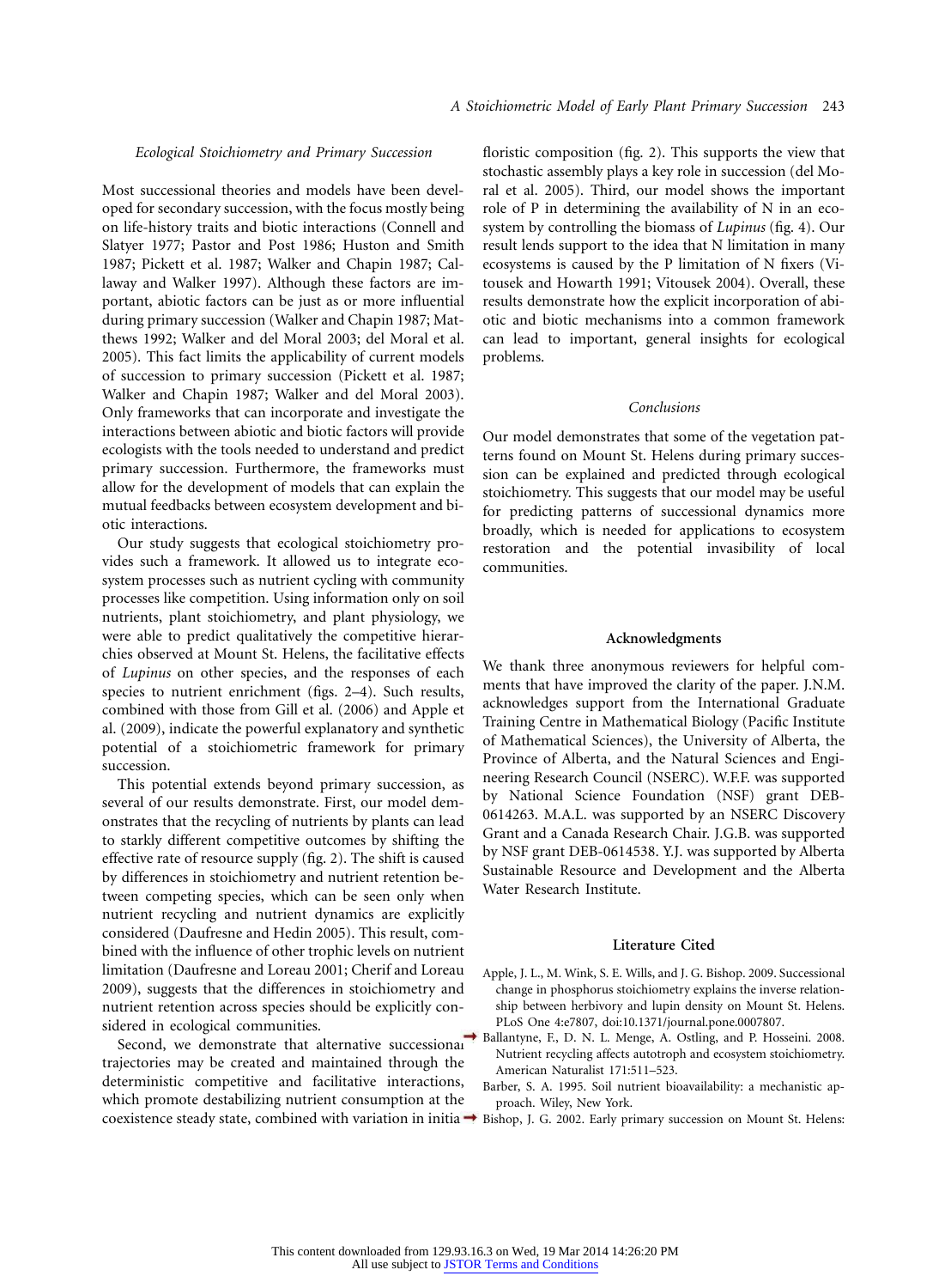### Ecological Stoichiometry and Primary Succession

Most successional theories and models have been developed for secondary succession, with the focus mostly being on life-history traits and biotic interactions (Connell and Slatyer 1977; Pastor and Post 1986; Huston and Smith 1987; Pickett et al. 1987; Walker and Chapin 1987; Callaway and Walker 1997). Although these factors are important, abiotic factors can be just as or more influential during primary succession (Walker and Chapin 1987; Matthews 1992; Walker and del Moral 2003; del Moral et al. 2005). This fact limits the applicability of current models of succession to primary succession (Pickett et al. 1987; Walker and Chapin 1987; Walker and del Moral 2003). Only frameworks that can incorporate and investigate the interactions between abiotic and biotic factors will provide ecologists with the tools needed to understand and predict primary succession. Furthermore, the frameworks must allow for the development of models that can explain the mutual feedbacks between ecosystem development and biotic interactions.

Our study suggests that ecological stoichiometry provides such a framework. It allowed us to integrate ecosystem processes such as nutrient cycling with community processes like competition. Using information only on soil nutrients, plant stoichiometry, and plant physiology, we were able to predict qualitatively the competitive hierarchies observed at Mount St. Helens, the facilitative effects of *Lupinus* on other species, and the responses of each species to nutrient enrichment (figs. 2–4). Such results, combined with those from Gill et al. (2006) and Apple et al. (2009), indicate the powerful explanatory and synthetic potential of a stoichiometric framework for primary succession.

This potential extends beyond primary succession, as several of our results demonstrate. First, our model demonstrates that the recycling of nutrients by plants can lead to starkly different competitive outcomes by shifting the effective rate of resource supply (fig. 2). The shift is caused by differences in stoichiometry and nutrient retention between competing species, which can be seen only when nutrient recycling and nutrient dynamics are explicitly considered (Daufresne and Hedin 2005). This result, combined with the influence of other trophic levels on nutrient limitation (Daufresne and Loreau 2001; Cherif and Loreau 2009), suggests that the differences in stoichiometry and nutrient retention across species should be explicitly considered in ecological communities.

Second, we demonstrate that alternative successional trajectories may be created and maintained through the deterministic competitive and facilitative interactions, which promote destabilizing nutrient consumption at the coexistence steady state, combined with variation in initial floristic composition (fig. 2). This supports the view that stochastic assembly plays a key role in succession (del Moral et al. 2005). Third, our model shows the important role of P in determining the availability of N in an ecosystem by controlling the biomass of *Lupinus* (fig. 4). Our result lends support to the idea that N limitation in many ecosystems is caused by the P limitation of N fixers (Vitousek and Howarth 1991; Vitousek 2004). Overall, these results demonstrate how the explicit incorporation of abiotic and biotic mechanisms into a common framework can lead to important, general insights for ecological problems.

### Conclusions

Our model demonstrates that some of the vegetation patterns found on Mount St. Helens during primary succession can be explained and predicted through ecological stoichiometry. This suggests that our model may be useful for predicting patterns of successional dynamics more broadly, which is needed for applications to ecosystem restoration and the potential invasibility of local communities.

## Acknowledgments

We thank three anonymous reviewers for helpful comments that have improved the clarity of the paper. J.N.M. acknowledges support from the International Graduate Training Centre in Mathematical Biology (Pacific Institute of Mathematical Sciences), the University of Alberta, the Province of Alberta, and the Natural Sciences and Engineering Research Council (NSERC). W.F.F. was supported by National Science Foundation (NSF) grant DEB-0614263. M.A.L. was supported by an NSERC Discovery Grant and a Canada Research Chair. J.G.B. was supported by NSF grant DEB-0614538. Y.J. was supported by Alberta Sustainable Resource and Development and the Alberta Water Research Institute.

## Literature Cited

Apple, J. L., M. Wink, S. E. Wills, and J. G. Bishop. 2009. Successional change in phosphorus stoichiometry explains the inverse relationship between herbivory and lupin density on Mount St. Helens. PLoS One 4:e7807, doi:10.1371/journal.pone.0007807.

Ballantyne, F., D. N. L. Menge, A. Ostling, and P. Hosseini. 2008. Nutrient recycling affects autotroph and ecosystem stoichiometry. American Naturalist 171:511–523.

Barber, S. A. 1995. Soil nutrient bioavailability: a mechanistic approach. Wiley, New York.

Bishop, J. G. 2002. Early primary succession on Mount St. Helens: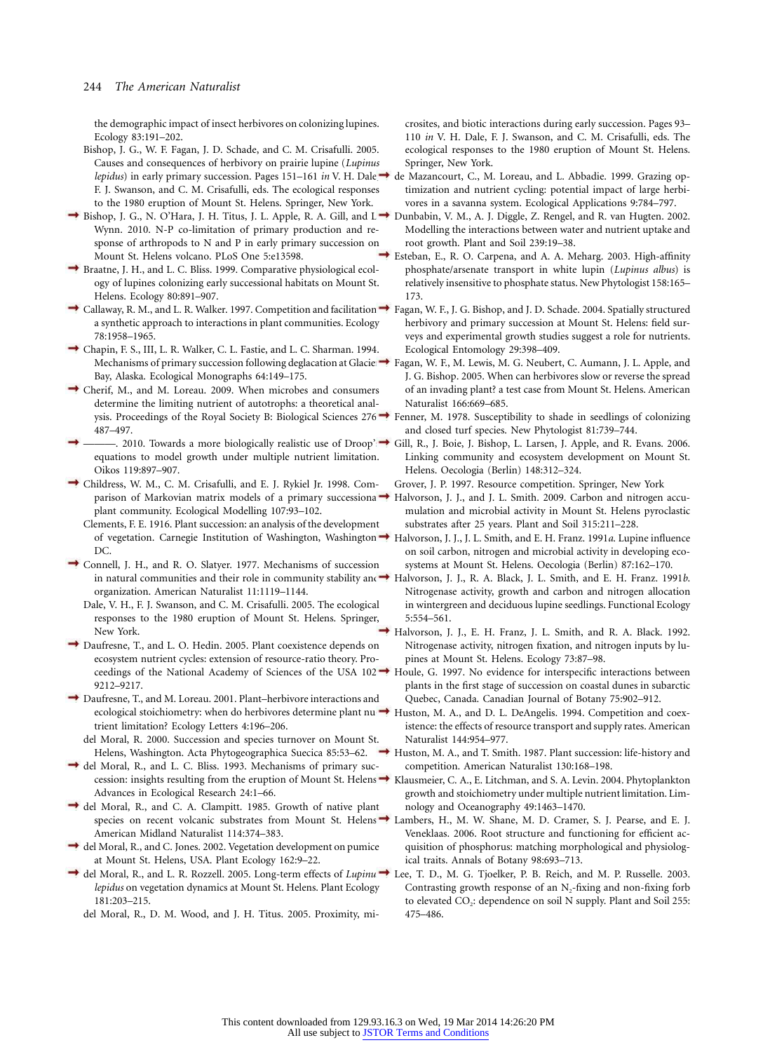the demographic impact of insect herbivores on colonizing lupines. Ecology 83:191–202.

Bishop, J. G., W. F. Fagan, J. D. Schade, and C. M. Crisafulli. 2005. Causes and consequences of herbivory on prairie lupine (*Lupinus lepidus*) in early primary succession. Pages 151–161 *in* V. H. Dale, F. J. Swanson, and C. M. Crisafulli, eds. The ecological responses to the 1980 eruption of Mount St. Helens. Springer, New York.

Bishop, J. G., N. O'Hara, J. H. Titus, J. L. Apple, R. A. Gill, and L. Wynn. 2010. N-P co-limitation of primary production and response of arthropods to N and P in early primary succession on Mount St. Helens volcano. PLoS One 5:e13598.

Braatne, J. H., and L. C. Bliss. 1999. Comparative physiological ecology of lupines colonizing early successional habitats on Mount St. Helens. Ecology 80:891–907.

Callaway, R. M., and L. R. Walker. 1997. Competition and facilitation: a synthetic approach to interactions in plant communities. Ecology 78:1958–1965.

Chapin, F. S., III, L. R. Walker, C. L. Fastie, and L. C. Sharman. 1994. Mechanisms of primary succession following deglaciation at Glacier Bay, Alaska. Ecological Monographs 64:149–175.

Cherif, M., and M. Loreau. 2009. When microbes and consumers determine the limiting nutrient of autotrophs: a theoretical analysis. Proceedings of the Royal Society B: Biological Sciences 276: 487–497.

———. 2010. Towards a more biologically realistic use of Droop's equations to model growth under multiple nutrient limitation. Oikos 119:897–907.

Childress, W. M., C. M. Crisafulli, and E. J. Rykiel Jr. 1998. Comparison of Markovian matrix models of a primary successional plant community. Ecological Modelling 107:93–102.

Clements, F. E. 1916. Plant succession: an analysis of the development of vegetation. Carnegie Institution of Washington, Washington, DC.

Connell, J. H., and R. O. Slatyer. 1977. Mechanisms of succession in natural communities and their role in community stability and organization. American Naturalist 11:1119–1144.

Dale, V. H., F. J. Swanson, and C. M. Crisafulli. 2005. The ecological responses to the 1980 eruption of Mount St. Helens. Springer, New York.

Daufresne, T., and L. O. Hedin. 2005. Plant coexistence depends on ecosystem nutrient cycles: extension of resource-ratio theory. Proceedings of the National Academy of Sciences of the USA 102: 9212–9217.

Daufresne, T., and M. Loreau. 2001. Plant–herbivore interactions and ecological stoichiometry: when do herbivores determine plant nutrient limitation? Ecology Letters 4:196–206.

del Moral, R. 2000. Succession and species turnover on Mount St. Helens, Washington. Acta Phytogeographica Suecica 85:53–62.

del Moral, R., and L. C. Bliss. 1993. Mechanisms of primary succession: insights resulting from the eruption of Mount St. Helens. Advances in Ecological Research 24:1–66.

del Moral, R., and C. A. Clampitt. 1985. Growth of native plant species on recent volcanic substrates from Mount St. Helens. American Midland Naturalist 114:374–383.

del Moral, R., and C. Jones. 2002. Vegetation development on pumice at Mount St. Helens, USA. Plant Ecology 162:9–22.

del Moral, R., and L. R. Rozzell. 2005. Long-term effects of *Lupinus lepidus* on vegetation dynamics at Mount St. Helens. Plant Ecology 181:203–215.

del Moral, R., D. M. Wood, and J. H. Titus. 2005. Proximity, microsites, and biotic interactions during early succession. Pages 93–110 *in* V. H. Dale, F. J. Swanson, and C. M. Crisafulli, eds. The ecological responses to the 1980 eruption of Mount St. Helens. Springer, New York.

de Mazancourt, C., M. Loreau, and L. Abbadie. 1999. Grazing optimization and nutrient cycling: potential impact of large herbivores in a savanna system. Ecological Applications 9:784–797.

Dunbabin, V. M., A. J. Diggle, Z. Rengel, and R. van Hugten. 2002. Modelling the interactions between water and nutrient uptake and root growth. Plant and Soil 239:19–38.

Esteban, E., R. O. Carpena, and A. A. Meharg. 2003. High-affinity phosphate/arsenate transport in white lupin (*Lupinus albus*) is relatively insensitive to phosphate status. New Phytologist 158:165–173.

Fagan, W. F., J. G. Bishop, and J. D. Schade. 2004. Spatially structured herbivory and primary succession at Mount St. Helens: field surveys and experimental growth studies suggest a role for nutrients. Ecological Entomology 29:398–409.

Fagan, W. F., M. Lewis, M. G. Neubert, C. Aumann, J. L. Apple, and J. G. Bishop. 2005. When can herbivores slow or reverse the spread of an invading plant? a test case from Mount St. Helens. American Naturalist 166:669–685.

Fenner, M. 1978. Susceptibility to shade in seedlings of colonizing and closed turf species. New Phytologist 81:739–744.

Gill, R., J. Boie, J. Bishop, L. Larsen, J. Apple, and R. Evans. 2006. Linking community and ecosystem development on Mount St. Helens. Oecologia (Berlin) 148:312–324.

Grover, J. P. 1997. Resource competition. Springer, New York.

Halvorson, J. J., and J. L. Smith. 2009. Carbon and nitrogen accumulation and microbial activity in Mount St. Helens pyroclastic substrates after 25 years. Plant and Soil 315:211–228.

Halvorson, J. J., J. L. Smith, and E. H. Franz. 1991*a*. Lupine influence on soil carbon, nitrogen and microbial activity in developing ecosystems at Mount St. Helens. Oecologia (Berlin) 87:162–170.

Halvorson, J. J., R. A. Black, J. L. Smith, and E. H. Franz. 1991*b*. Nitrogenase activity, growth and carbon and nitrogen allocation in wintergreen and deciduous lupine seedlings. Functional Ecology 5:554–561.

Halvorson, J. J., E. H. Franz, J. L. Smith, and R. A. Black. 1992. Nitrogenase activity, nitrogen fixation, and nitrogen inputs by lupines at Mount St. Helens. Ecology 73:87–98.

Houle, G. 1997. No evidence for interspecific interactions between plants in the first stage of succession on coastal dunes in subarctic Quebec, Canada. Canadian Journal of Botany 75:902–912.

Huston, M. A., and D. L. DeAngelis. 1994. Competition and coexistence: the effects of resource transport and supply rates. American Naturalist 144:954–977.

Huston, M. A., and T. Smith. 1987. Plant succession: life-history and competition. American Naturalist 130:168–198.

Klausmeier, C. A., E. Litchman, and S. A. Levin. 2004. Phytoplankton growth and stoichiometry under multiple nutrient limitation. Limnology and Oceanography 49:1463–1470.

Lambers, H., M. W. Shane, M. D. Cramer, S. J. Pearse, and E. J. Veneklaas. 2006. Root structure and functioning for efficient acquisition of phosphorus: matching morphological and physiological traits. Annals of Botany 98:693–713.

Lee, T. D., M. G. Tjoelker, P. B. Reich, and M. P. Russelle. 2003. Contrasting growth response of an $N_2$-fixing and non-fixing forb to elevated $CO_2$: dependence on soil N supply. Plant and Soil 255: 475–486.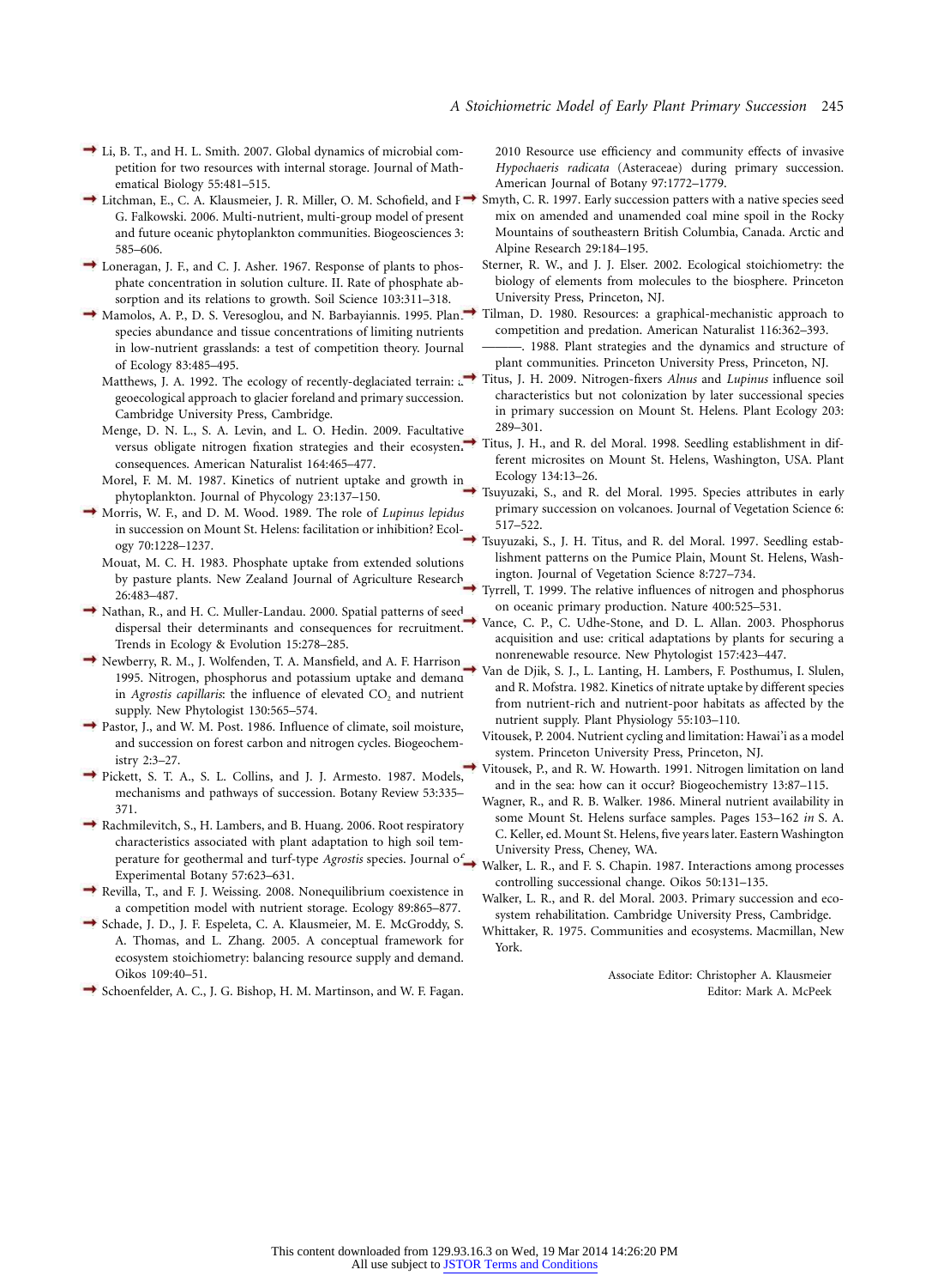Li, B. T., and H. L. Smith. 2007. Global dynamics of microbial competition for two resources with internal storage. Journal of Mathematical Biology 55:481–515.

Litchman, E., C. A. Klausmeier, J. R. Miller, O. M. Schofield, and P. G. Falkowski. 2006. Multi-nutrient, multi-group model of present and future oceanic phytoplankton communities. Biogeosciences 3: 585–606.

Loneragan, J. F., and C. J. Asher. 1967. Response of plants to phosphate concentration in solution culture. II. Rate of phosphate absorption and its relations to growth. Soil Science 103:311–318.

Mamolos, A. P., D. S. Veresoglou, and N. Barbayiannis. 1995. Plant species abundance and tissue concentrations of limiting nutrients in low-nutrient grasslands: a test of competition theory. Journal of Ecology 83:485–495.

Matthews, J. A. 1992. The ecology of recently-deglaciated terrain: a geoecological approach to glacier foreland and primary succession. Cambridge University Press, Cambridge.

Menge, D. N. L., S. A. Levin, and L. O. Hedin. 2009. Facultative versus obligate nitrogen fixation strategies and their ecosystem consequences. American Naturalist 164:465–477.

Morel, F. M. M. 1987. Kinetics of nutrient uptake and growth in phytoplankton. Journal of Phycology 23:137–150.

Morris, W. F., and D. M. Wood. 1989. The role of *Lupinus lepidus* in succession on Mount St. Helens: facilitation or inhibition? Ecology 70:1228–1237.

Mouat, M. C. H. 1983. Phosphate uptake from extended solutions by pasture plants. New Zealand Journal of Agriculture Research 26:483–487.

Nathan, R., and H. C. Muller-Landau. 2000. Spatial patterns of seed dispersal their determinants and consequences for recruitment. Trends in Ecology & Evolution 15:278–285.

Newberry, R. M., J. Wolfenden, T. A. Mansfield, and A. F. Harrison 1995. Nitrogen, phosphorus and potassium uptake and demand in *Agrostis capillaris*: the influence of elevated $CO_2$ and nutrient supply. New Phytologist 130:565–574.

Pastor, J., and W. M. Post. 1986. Influence of climate, soil moisture, and succession on forest carbon and nitrogen cycles. Biogeochemistry 2:3–27.

Pickett, S. T. A., S. L. Collins, and J. J. Armesto. 1987. Models, mechanisms and pathways of succession. Botany Review 53:335–371.

Rachmilevitch, S., H. Lambers, and B. Huang. 2006. Root respiratory characteristics associated with plant adaptation to high soil temperature for geothermal and turf-type *Agrostis* species. Journal of Experimental Botany 57:623–631.

Revilla, T., and F. J. Weissing. 2008. Nonequilibrium coexistence in a competition model with nutrient storage. Ecology 89:865–877.

Schade, J. D., J. F. Espeleta, C. A. Klausmeier, M. E. McGroddy, S. A. Thomas, and L. Zhang. 2005. A conceptual framework for ecosystem stoichiometry: balancing resource supply and demand. Oikos 109:40–51.

Schoenfelder, A. C., J. G. Bishop, H. M. Martinson, and W. F. Fagan. 2010 Resource use efficiency and community effects of invasive *Hypochaeris radicata* (Asteraceae) during primary succession. American Journal of Botany 97:1772–1779.

Smyth, C. R. 1997. Early succession patters with a native species seed mix on amended and unamended coal mine spoil in the Rocky Mountains of southeastern British Columbia, Canada. Arctic and Alpine Research 29:184–195.

Sterner, R. W., and J. J. Elser. 2002. Ecological stoichiometry: the biology of elements from molecules to the biosphere. Princeton University Press, Princeton, NJ.

Tilman, D. 1980. Resources: a graphical-mechanistic approach to competition and predation. American Naturalist 116:362–393.

———. 1988. Plant strategies and the dynamics and structure of plant communities. Princeton University Press, Princeton, NJ.

Titus, J. H. 2009. Nitrogen-fixers *Alnus* and *Lupinus* influence soil characteristics but not colonization by later successional species in primary succession on Mount St. Helens. Plant Ecology 203: 289–301.

Titus, J. H., and R. del Moral. 1998. Seedling establishment in different microsites on Mount St. Helens, Washington, USA. Plant Ecology 134:13–26.

Tsuyuzaki, S., and R. del Moral. 1995. Species attributes in early primary succession on volcanoes. Journal of Vegetation Science 6: 517–522.

Tsuyuzaki, S., J. H. Titus, and R. del Moral. 1997. Seedling establishment patterns on the Pumice Plain, Mount St. Helens, Washington. Journal of Vegetation Science 8:727–734.

Tyrrell, T. 1999. The relative influences of nitrogen and phosphorus on oceanic primary production. Nature 400:525–531.

Vance, C. P., C. Udhe-Stone, and D. L. Allan. 2003. Phosphorus acquisition and use: critical adaptations by plants for securing a nonrenewable resource. New Phytologist 157:423–447.

Van de Djik, S. J., L. Lanting, H. Lambers, F. Posthumus, I. Slulen, and R. Mofstra. 1982. Kinetics of nitrate uptake by different species from nutrient-rich and nutrient-poor habitats as affected by the nutrient supply. Plant Physiology 55:103–110.

Vitousek, P. 2004. Nutrient cycling and limitation: Hawai'i as a model system. Princeton University Press, Princeton, NJ.

Vitousek, P., and R. W. Howarth. 1991. Nitrogen limitation on land and in the sea: how can it occur? Biogeochemistry 13:87–115.

Wagner, R., and R. B. Walker. 1986. Mineral nutrient availability in some Mount St. Helens surface samples. Pages 153–162 *in* S. A. C. Keller, ed. Mount St. Helens, five years later. Eastern Washington University Press, Cheney, WA.

Walker, L. R., and F. S. Chapin. 1987. Interactions among processes controlling successional change. Oikos 50:131–135.

Walker, L. R., and R. del Moral. 2003. Primary succession and ecosystem rehabilitation. Cambridge University Press, Cambridge.

Whittaker, R. 1975. Communities and ecosystems. Macmillan, New York.

Associate Editor: Christopher A. Klausmeier
Editor: Mark A. McPeek